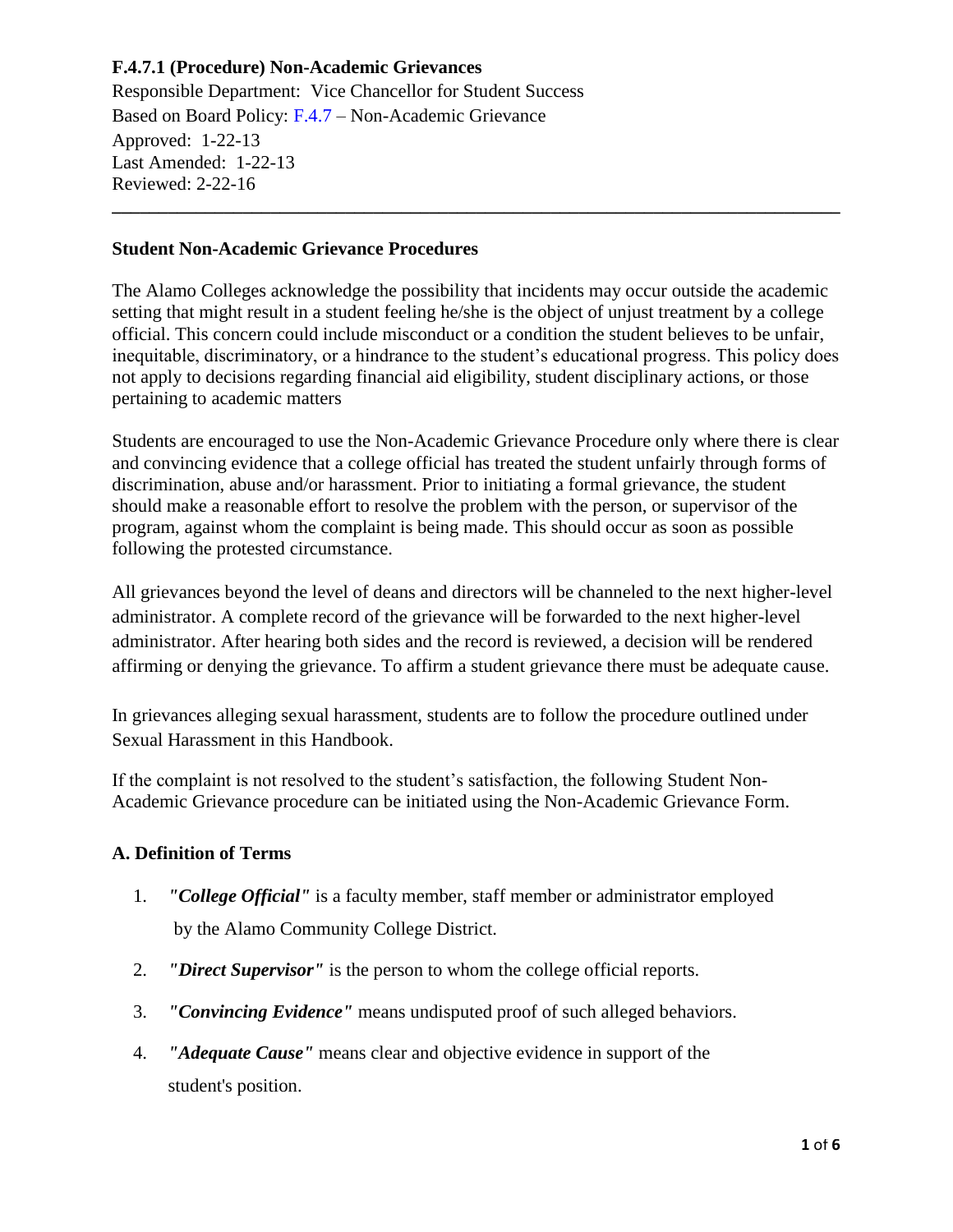**F.4.7.1 (Procedure) Non-Academic Grievances**

Responsible Department: Vice Chancellor for Student Success
Based on Board Policy: F.4.7 – Non-Academic Grievance
Approved: 1-22-13
Last Amended: 1-22-13
Reviewed: 2-22-16

---

**Student Non-Academic Grievance Procedures**

The Alamo Colleges acknowledge the possibility that incidents may occur outside the academic setting that might result in a student feeling he/she is the object of unjust treatment by a college official. This concern could include misconduct or a condition the student believes to be unfair, inequitable, discriminatory, or a hindrance to the student's educational progress. This policy does not apply to decisions regarding financial aid eligibility, student disciplinary actions, or those pertaining to academic matters

Students are encouraged to use the Non-Academic Grievance Procedure only where there is clear and convincing evidence that a college official has treated the student unfairly through forms of discrimination, abuse and/or harassment. Prior to initiating a formal grievance, the student should make a reasonable effort to resolve the problem with the person, or supervisor of the program, against whom the complaint is being made. This should occur as soon as possible following the protested circumstance.

All grievances beyond the level of deans and directors will be channeled to the next higher-level administrator. A complete record of the grievance will be forwarded to the next higher-level administrator. After hearing both sides and the record is reviewed, a decision will be rendered affirming or denying the grievance. To affirm a student grievance there must be adequate cause.

In grievances alleging sexual harassment, students are to follow the procedure outlined under Sexual Harassment in this Handbook.

If the complaint is not resolved to the student's satisfaction, the following Student Non-Academic Grievance procedure can be initiated using the Non-Academic Grievance Form.

**A. Definition of Terms**

1. ***"College Official"*** is a faculty member, staff member or administrator employed by the Alamo Community College District.
2. ***"Direct Supervisor"*** is the person to whom the college official reports.
3. ***"Convincing Evidence"*** means undisputed proof of such alleged behaviors.
4. ***"Adequate Cause"*** means clear and objective evidence in support of the student's position.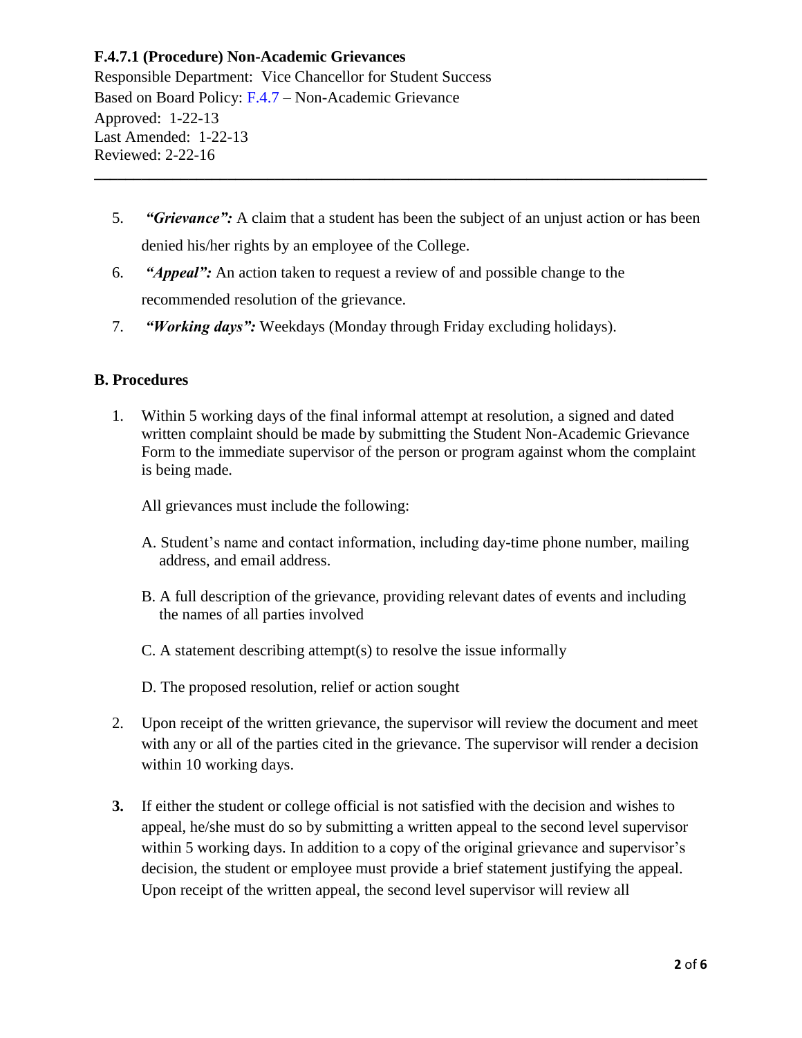**F.4.7.1 (Procedure) Non-Academic Grievances**

Responsible Department: Vice Chancellor for Student Success
Based on Board Policy: F.4.7 – Non-Academic Grievance
Approved: 1-22-13
Last Amended: 1-22-13
Reviewed: 2-22-16

---

5. ***"Grievance":*** A claim that a student has been the subject of an unjust action or has been denied his/her rights by an employee of the College.
6. ***"Appeal":*** An action taken to request a review of and possible change to the recommended resolution of the grievance.
7. ***"Working days":*** Weekdays (Monday through Friday excluding holidays).

**B. Procedures**

1. Within 5 working days of the final informal attempt at resolution, a signed and dated written complaint should be made by submitting the Student Non-Academic Grievance Form to the immediate supervisor of the person or program against whom the complaint is being made.

   All grievances must include the following:

   A. Student's name and contact information, including day-time phone number, mailing address, and email address.

   B. A full description of the grievance, providing relevant dates of events and including the names of all parties involved

   C. A statement describing attempt(s) to resolve the issue informally

   D. The proposed resolution, relief or action sought

2. Upon receipt of the written grievance, the supervisor will review the document and meet with any or all of the parties cited in the grievance. The supervisor will render a decision within 10 working days.

3. If either the student or college official is not satisfied with the decision and wishes to appeal, he/she must do so by submitting a written appeal to the second level supervisor within 5 working days. In addition to a copy of the original grievance and supervisor's decision, the student or employee must provide a brief statement justifying the appeal. Upon receipt of the written appeal, the second level supervisor will review all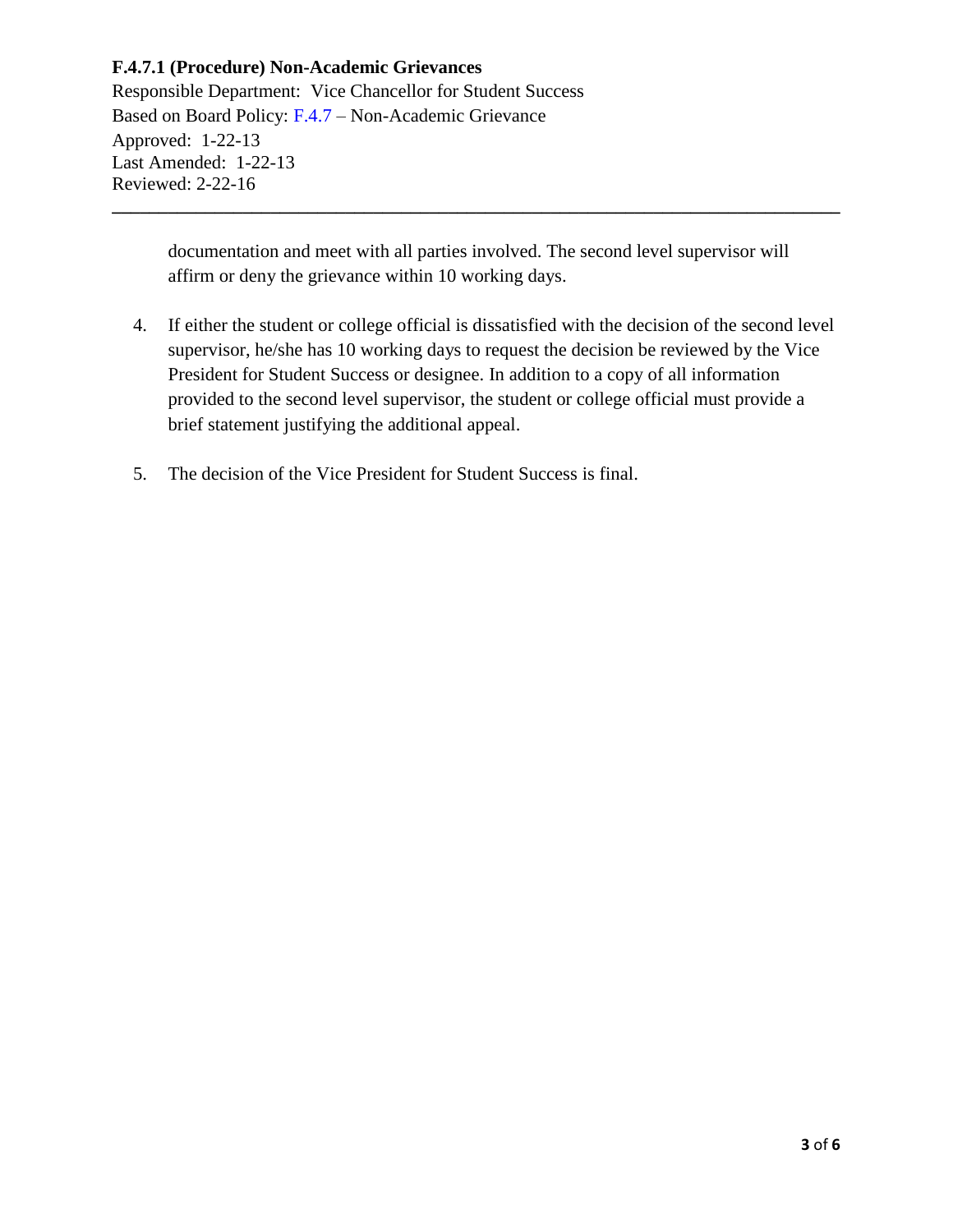documentation and meet with all parties involved. The second level supervisor will affirm or deny the grievance within 10 working days.

4. If either the student or college official is dissatisfied with the decision of the second level supervisor, he/she has 10 working days to request the decision be reviewed by the Vice President for Student Success or designee. In addition to a copy of all information provided to the second level supervisor, the student or college official must provide a brief statement justifying the additional appeal.

5. The decision of the Vice President for Student Success is final.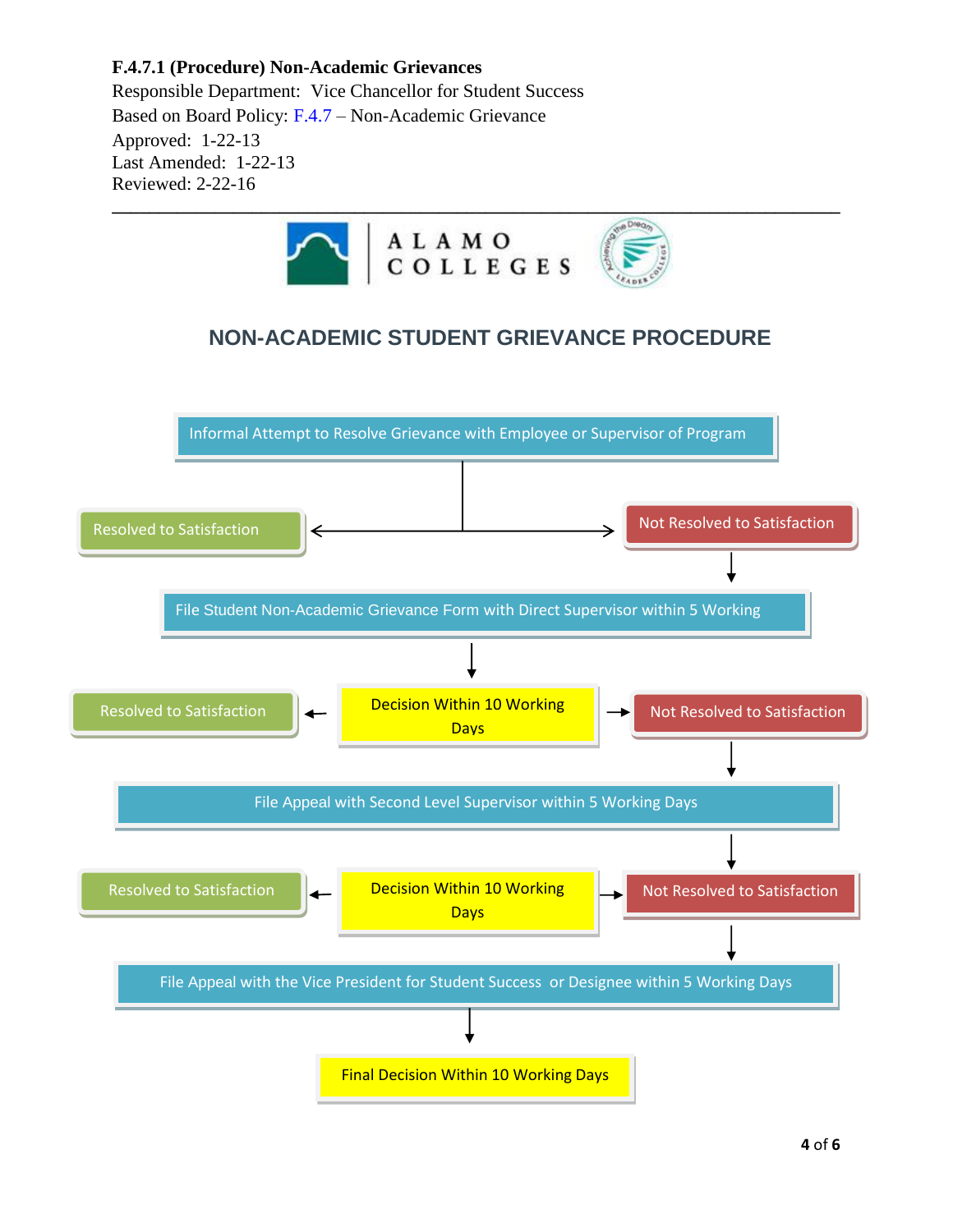**F.4.7.1 (Procedure) Non-Academic Grievances**

Responsible Department: Vice Chancellor for Student Success

Based on Board Policy: F.4.7 – Non-Academic Grievance

Approved: 1-22-13

Last Amended: 1-22-13

Reviewed: 2-22-16

---

ALAMO COLLEGES

## NON-ACADEMIC STUDENT GRIEVANCE PROCEDURE

Informal Attempt to Resolve Grievance with Employee or Supervisor of Program

Resolved to Satisfaction

Not Resolved to Satisfaction

File Student Non-Academic Grievance Form with Direct Supervisor within 5 Working

Resolved to Satisfaction

Decision Within 10 Working Days

Not Resolved to Satisfaction

File Appeal with Second Level Supervisor within 5 Working Days

Resolved to Satisfaction

Decision Within 10 Working Days

Not Resolved to Satisfaction

File Appeal with the Vice President for Student Success or Designee within 5 Working Days

Final Decision Within 10 Working Days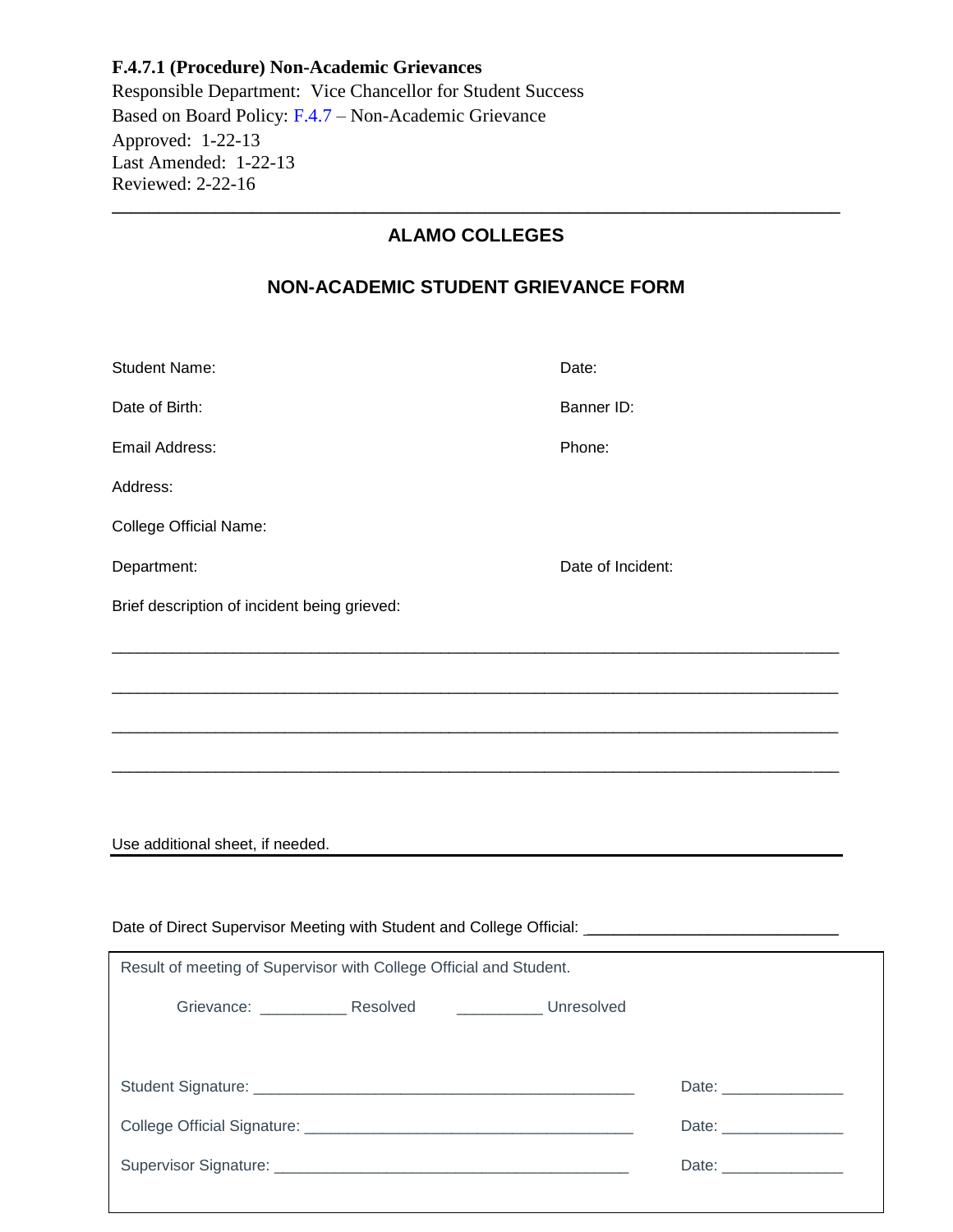**F.4.7.1 (Procedure) Non-Academic Grievances**
Responsible Department: Vice Chancellor for Student Success
Based on Board Policy: F.4.7 – Non-Academic Grievance
Approved: 1-22-13
Last Amended: 1-22-13
Reviewed: 2-22-16

---

## ALAMO COLLEGES

## NON-ACADEMIC STUDENT GRIEVANCE FORM

Student Name: Date:

Date of Birth: Banner ID:

Email Address: Phone:

Address:

College Official Name:

Department: Date of Incident:

Brief description of incident being grieved:

______________________________________________________________________________

______________________________________________________________________________

______________________________________________________________________________

______________________________________________________________________________

Use additional sheet, if needed.

---

Date of Direct Supervisor Meeting with Student and College Official: ___________________________

Result of meeting of Supervisor with College Official and Student.

Grievance: __________ Resolved __________ Unresolved

Student Signature: ____________________________________________ Date: ______________

College Official Signature: ______________________________________ Date: ______________

Supervisor Signature: __________________________________________ Date: ______________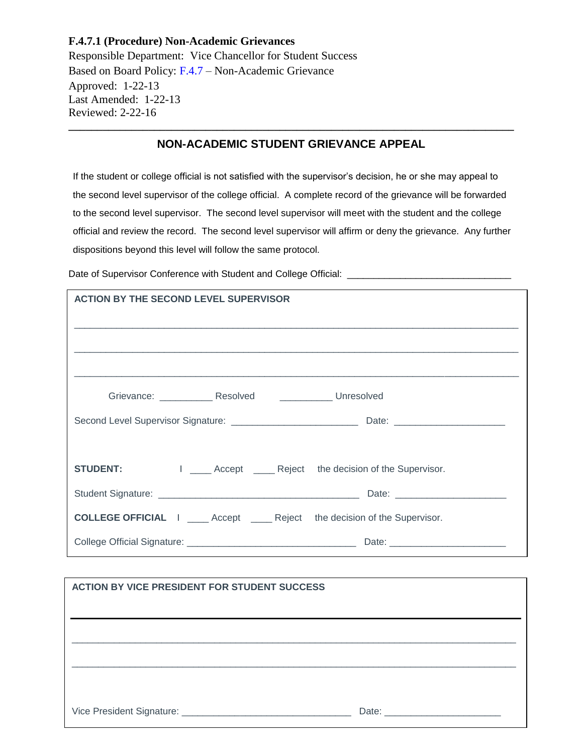**F.4.7.1 (Procedure) Non-Academic Grievances**
Responsible Department: Vice Chancellor for Student Success
Based on Board Policy: F.4.7 – Non-Academic Grievance
Approved: 1-22-13
Last Amended: 1-22-13
Reviewed: 2-22-16

---

## NON-ACADEMIC STUDENT GRIEVANCE APPEAL

If the student or college official is not satisfied with the supervisor's decision, he or she may appeal to the second level supervisor of the college official. A complete record of the grievance will be forwarded to the second level supervisor. The second level supervisor will meet with the student and the college official and review the record. The second level supervisor will affirm or deny the grievance. Any further dispositions beyond this level will follow the same protocol.

Date of Supervisor Conference with Student and College Official: ______________________________

**ACTION BY THE SECOND LEVEL SUPERVISOR**

_______________________________________________________________________________

_______________________________________________________________________________

_______________________________________________________________________________

Grievance: __________ Resolved __________ Unresolved

Second Level Supervisor Signature: _______________________ Date: ____________________

**STUDENT:** I ____ Accept ____ Reject the decision of the Supervisor.

Student Signature: _____________________________________ Date: ____________________

**COLLEGE OFFICIAL** I ____ Accept ____ Reject the decision of the Supervisor.

College Official Signature: ______________________________ Date: _____________________

**ACTION BY VICE PRESIDENT FOR STUDENT SUCCESS**

_______________________________________________________________________________

_______________________________________________________________________________

_______________________________________________________________________________

Vice President Signature: ______________________________ Date: _____________________